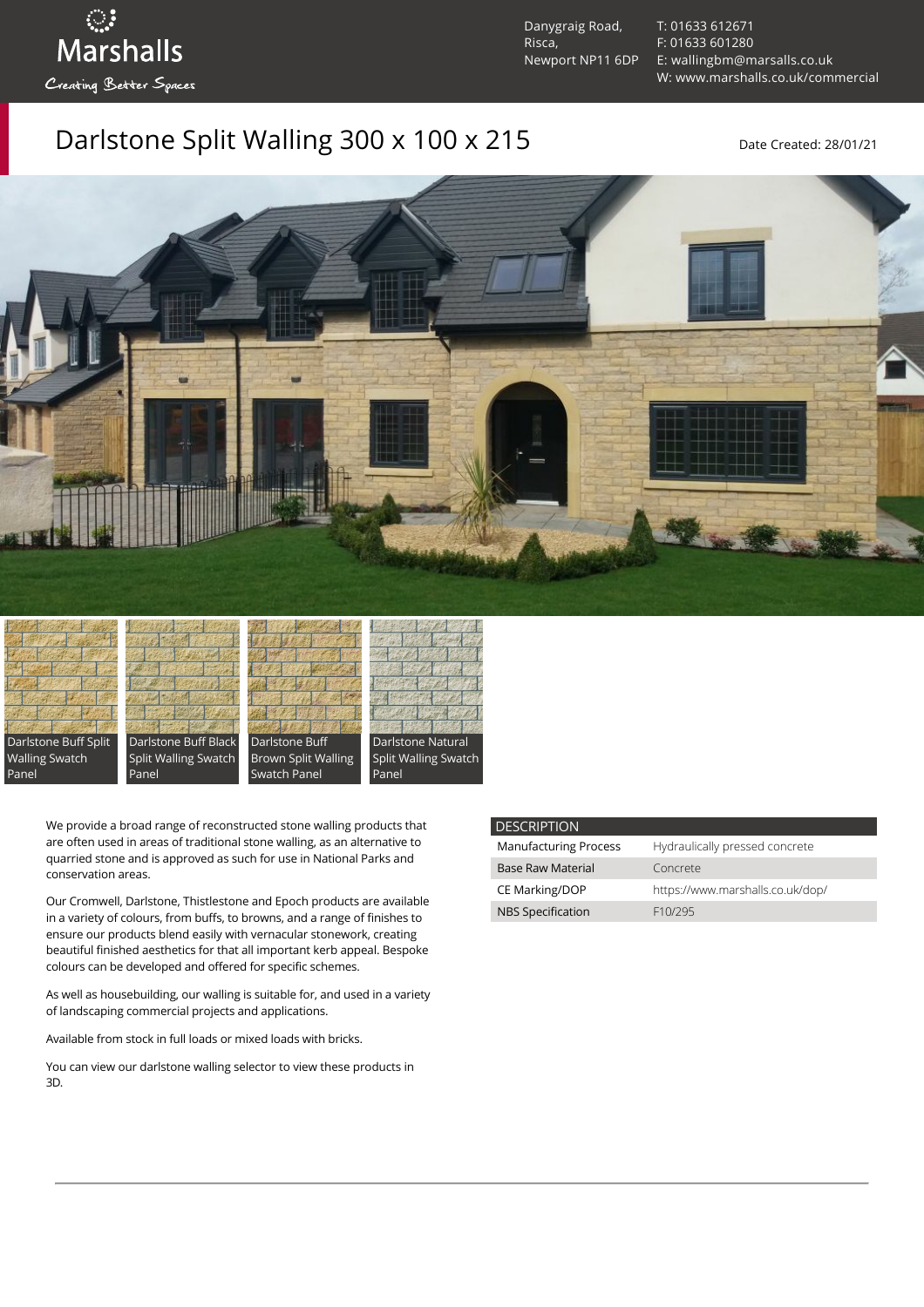Marshalls

Creating Better Spaces

Danygraig Road,
Risca,
Newport NP11 6DP

T: 01633 612671
F: 01633 601280
E: wallingbm@marsalls.co.uk
W: www.marshalls.co.uk/commercial

# Darlstone Split Walling 300 x 100 x 215

Date Created: 28/01/21

Darlstone Buff Split Walling Swatch Panel

Darlstone Buff Black Split Walling Swatch Panel

Darlstone Buff Brown Split Walling Swatch Panel

Darlstone Natural Split Walling Swatch Panel

We provide a broad range of reconstructed stone walling products that are often used in areas of traditional stone walling, as an alternative to quarried stone and is approved as such for use in National Parks and conservation areas.

Our Cromwell, Darlstone, Thistlestone and Epoch products are available in a variety of colours, from buffs, to browns, and a range of finishes to ensure our products blend easily with vernacular stonework, creating beautiful finished aesthetics for that all important kerb appeal. Bespoke colours can be developed and offered for specific schemes.

As well as housebuilding, our walling is suitable for, and used in a variety of landscaping commercial projects and applications.

Available from stock in full loads or mixed loads with bricks.

You can view our darlstone walling selector to view these products in 3D.

| DESCRIPTION | |
|---|---|
| Manufacturing Process | Hydraulically pressed concrete |
| Base Raw Material | Concrete |
| CE Marking/DOP | https://www.marshalls.co.uk/dop/ |
| NBS Specification | F10/295 |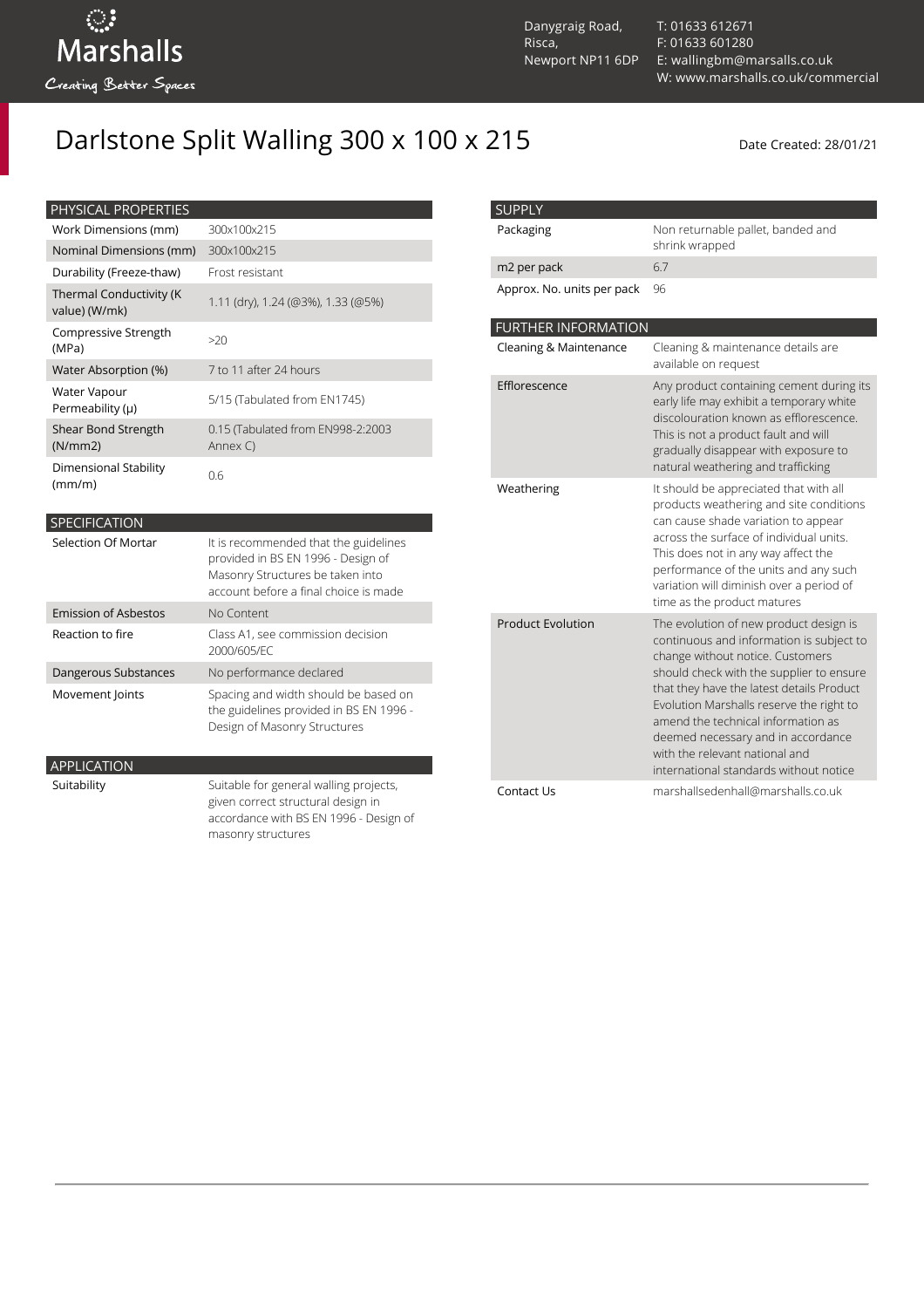Marshalls
Creating Better Spaces

Danygraig Road,
Risca,
Newport NP11 6DP

T: 01633 612671
F: 01633 601280
E: wallingbm@marsalls.co.uk
W: www.marshalls.co.uk/commercial

# Darlstone Split Walling 300 x 100 x 215

Date Created: 28/01/21

| PHYSICAL PROPERTIES | |
|---|---|
| Work Dimensions (mm) | 300x100x215 |
| Nominal Dimensions (mm) | 300x100x215 |
| Durability (Freeze-thaw) | Frost resistant |
| Thermal Conductivity (K value) (W/mk) | 1.11 (dry), 1.24 (@3%), 1.33 (@5%) |
| Compressive Strength (MPa) | >20 |
| Water Absorption (%) | 7 to 11 after 24 hours |
| Water Vapour Permeability (μ) | 5/15 (Tabulated from EN1745) |
| Shear Bond Strength (N/mm2) | 0.15 (Tabulated from EN998-2:2003 Annex C) |
| Dimensional Stability (mm/m) | 0.6 |

| SPECIFICATION | |
|---|---|
| Selection Of Mortar | It is recommended that the guidelines provided in BS EN 1996 - Design of Masonry Structures be taken into account before a final choice is made |
| Emission of Asbestos | No Content |
| Reaction to fire | Class A1, see commission decision 2000/605/EC |
| Dangerous Substances | No performance declared |
| Movement Joints | Spacing and width should be based on the guidelines provided in BS EN 1996 - Design of Masonry Structures |

| APPLICATION | |
|---|---|
| Suitability | Suitable for general walling projects, given correct structural design in accordance with BS EN 1996 - Design of masonry structures |

| SUPPLY | |
|---|---|
| Packaging | Non returnable pallet, banded and shrink wrapped |
| m2 per pack | 6.7 |
| Approx. No. units per pack | 96 |

| FURTHER INFORMATION | |
|---|---|
| Cleaning & Maintenance | Cleaning & maintenance details are available on request |
| Efflorescence | Any product containing cement during its early life may exhibit a temporary white discolouration known as efflorescence. This is not a product fault and will gradually disappear with exposure to natural weathering and trafficking |
| Weathering | It should be appreciated that with all products weathering and site conditions can cause shade variation to appear across the surface of individual units. This does not in any way affect the performance of the units and any such variation will diminish over a period of time as the product matures |
| Product Evolution | The evolution of new product design is continuous and information is subject to change without notice. Customers should check with the supplier to ensure that they have the latest details Product Evolution Marshalls reserve the right to amend the technical information as deemed necessary and in accordance with the relevant national and international standards without notice |
| Contact Us | marshallsedenhall@marshalls.co.uk |